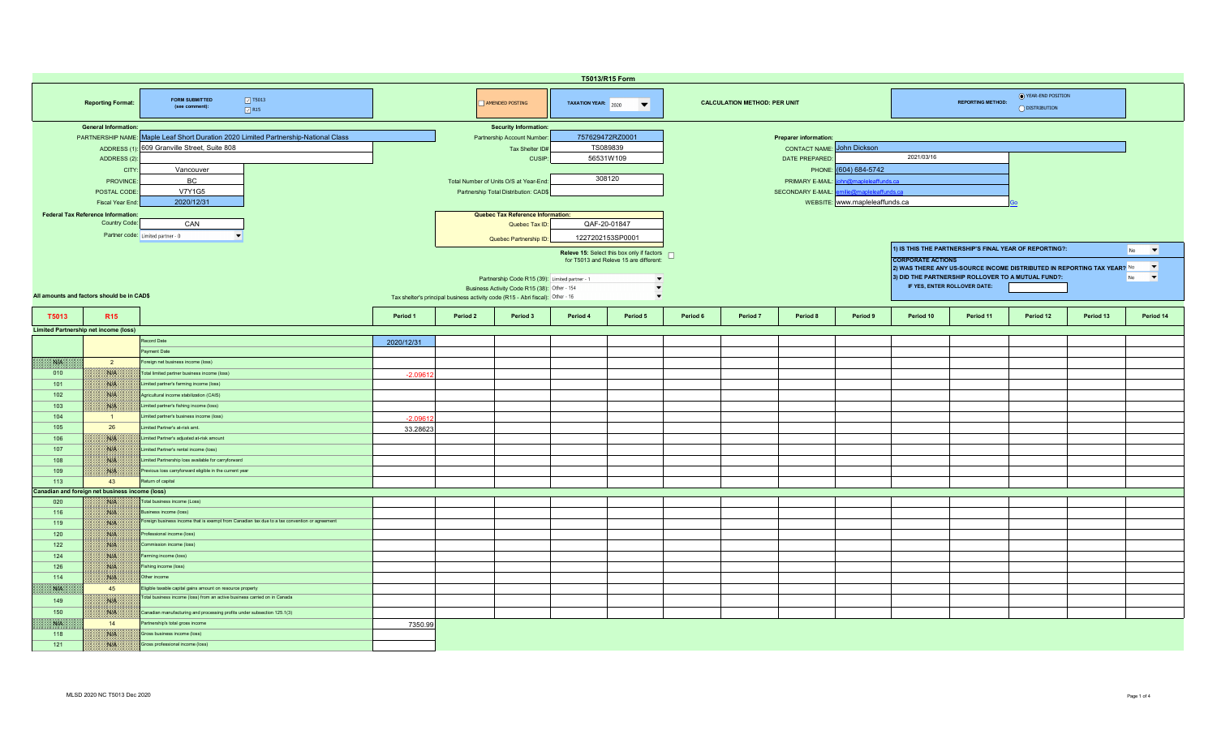# T5013/R15 Form

**Reporting Format:** FORM SUBMITTED (see comment): ☑ T5013 ☑ R15

☐ AMENDED POSTING

**TAXATION YEAR:** 2020

**CALCULATION METHOD: PER UNIT**

**REPORTING METHOD:** ◉ YEAR-END POSITION ○ DISTRIBUTION

## General Information:

- PARTNERSHIP NAME: Maple Leaf Short Duration 2020 Limited Partnership-National Class
- ADDRESS (1): 609 Granville Street, Suite 808
- ADDRESS (2):
- CITY: Vancouver
- PROVINCE: BC
- POSTAL CODE: V7Y1G5
- Fiscal Year End: 2020/12/31

## Security Information:

- Partnership Account Number: 757629472RZ0001
- Tax Shelter ID#: TS089839
- CUSIP: 56531W109
- Total Number of Units O/S at Year-End: 308120
- Partnership Total Distribution: CAD$

## Preparer information:

- CONTACT NAME: John Dickson
- DATE PREPARED: 2021/03/16
- PHONE: (604) 684-5742
- PRIMARY E-MAIL: john@mapleleaffunds.ca
- SECONDARY E-MAIL: emilie@mapleleaffunds.ca
- WEBSITE: www.mapleleaffunds.ca Go

## Federal Tax Reference Information:

- Country Code: CAN
- Partner code: Limited partner - 0

## Quebec Tax Reference Information:

- Quebec Tax ID: QAF-20-01847
- Quebec Partnership ID: 1227202153SP0001

Releve 15: Select this box only if factors for T5013 and Releve 15 are different: ☐

- Partnership Code R15 (39): Limited partner - 1
- Business Activity Code R15 (38): Other - 154
- Tax shelter's principal business activity code (R15 - Abri fiscal): Other - 16

1) IS THIS THE PARTNERSHIP'S FINAL YEAR OF REPORTING?: No

**CORPORATE ACTIONS**

2) WAS THERE ANY US-SOURCE INCOME DISTRIBUTED IN REPORTING TAX YEAR? No

3) DID THE PARTNERSHIP ROLLOVER TO A MUTUAL FUND?: No

IF YES, ENTER ROLLOVER DATE:

All amounts and factors should be in CAD$

| T5013 | R15 | | Period 1 | Period 2 | Period 3 | Period 4 | Period 5 | Period 6 | Period 7 | Period 8 | Period 9 | Period 10 | Period 11 | Period 12 | Period 13 | Period 14 |
|---|---|---|---|---|---|---|---|---|---|---|---|---|---|---|---|---|
| **Limited Partnership net income (loss)** | | | | | | | | | | | | | | | | |
| | | Record Date | 2020/12/31 | | | | | | | | | | | | | |
| | | Payment Date | | | | | | | | | | | | | | |
| N/A | 2 | Foreign net business income (loss) | | | | | | | | | | | | | | |
| 010 | N/A | Total limited partner business income (loss) | -2.09612 | | | | | | | | | | | | | |
| 101 | N/A | Limited partner's farming income (loss) | | | | | | | | | | | | | | |
| 102 | N/A | Agricultural income stabilization (CAIS) | | | | | | | | | | | | | | |
| 103 | N/A | Limited partner's fishing income (loss) | | | | | | | | | | | | | | |
| 104 | 1 | Limited partner's business income (loss) | -2.09612 | | | | | | | | | | | | | |
| 105 | 26 | Limited Partner's at-risk amt. | 33.28623 | | | | | | | | | | | | | |
| 106 | N/A | Limited Partner's adjusted at-risk amount | | | | | | | | | | | | | | |
| 107 | N/A | Limited Partner's rental income (loss) | | | | | | | | | | | | | | |
| 108 | N/A | Limited Partnership loss available for carryforward | | | | | | | | | | | | | | |
| 109 | N/A | Previous loss carryforward eligible in the current year | | | | | | | | | | | | | | |
| 113 | 43 | Return of capital | | | | | | | | | | | | | | |
| **Canadian and foreign net business income (loss)** | | | | | | | | | | | | | | | | |
| 020 | N/A | Total business income (Loss) | | | | | | | | | | | | | | |
| 116 | N/A | Business income (loss) | | | | | | | | | | | | | | |
| 119 | N/A | Foreign business income that is exempt from Canadian tax due to a tax convention or agreement | | | | | | | | | | | | | | |
| 120 | N/A | Professional income (loss) | | | | | | | | | | | | | | |
| 122 | N/A | Commission income (loss) | | | | | | | | | | | | | | |
| 124 | N/A | Farming income (loss) | | | | | | | | | | | | | | |
| 126 | N/A | Fishing income (loss) | | | | | | | | | | | | | | |
| 114 | N/A | Other income | | | | | | | | | | | | | | |
| N/A | 45 | Eligible taxable capital gains amount on resource property | | | | | | | | | | | | | | |
| 149 | N/A | Total business income (loss) from an active business carried on in Canada | | | | | | | | | | | | | | |
| 150 | N/A | Canadian manufacturing and processing profits under subsection 125.1(3) | | | | | | | | | | | | | | |
| N/A | 14 | Partnership's total gross income | 7350.99 | | | | | | | | | | | | | |
| 118 | N/A | Gross business income (loss) | | | | | | | | | | | | | | |
| 121 | N/A | Gross professional income (loss) | | | | | | | | | | | | | | |

MLSD 2020 NC T5013 Dec 2020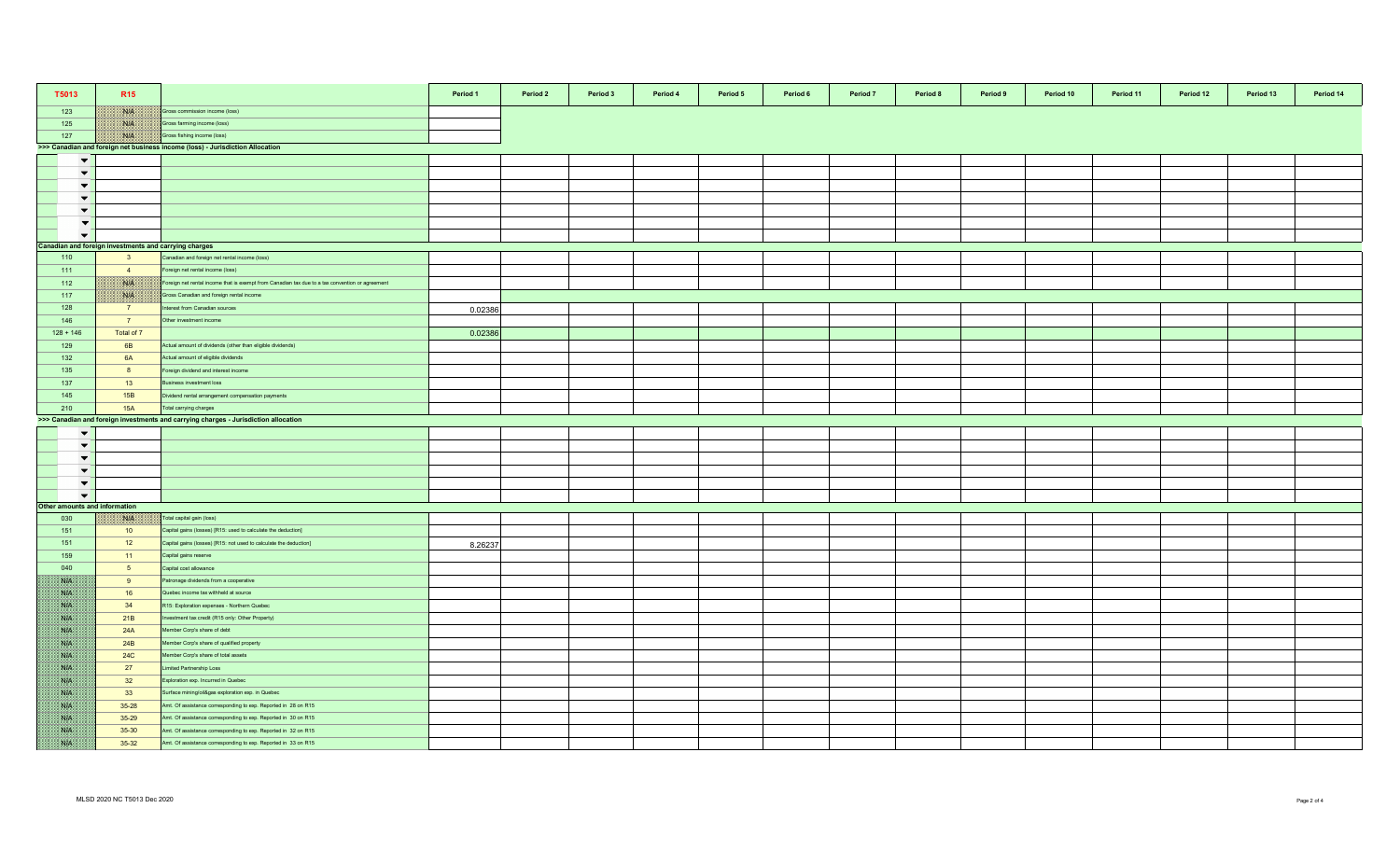| T5013 | R15 | | Period 1 | Period 2 | Period 3 | Period 4 | Period 5 | Period 6 | Period 7 | Period 8 | Period 9 | Period 10 | Period 11 | Period 12 | Period 13 | Period 14 |
|---|---|---|---|---|---|---|---|---|---|---|---|---|---|---|---|---|
| 123 | N/A | Gross commission income (loss) | | | | | | | | | | | | | | |
| 125 | N/A | Gross farming income (loss) | | | | | | | | | | | | | | |
| 127 | N/A | Gross fishing income (loss) | | | | | | | | | | | | | | |
| **>>> Canadian and foreign net business income (loss) - Jurisdiction Allocation** | | | | | | | | | | | | | | | | |
| | | | | | | | | | | | | | | | | |
| | | | | | | | | | | | | | | | | |
| | | | | | | | | | | | | | | | | |
| | | | | | | | | | | | | | | | | |
| | | | | | | | | | | | | | | | | |
| | | | | | | | | | | | | | | | | |
| | | | | | | | | | | | | | | | | |
| **Canadian and foreign investments and carrying charges** | | | | | | | | | | | | | | | | |
| 110 | 3 | Canadian and foreign net rental income (loss) | | | | | | | | | | | | | | |
| 111 | 4 | Foreign net rental income (loss) | | | | | | | | | | | | | | |
| 112 | N/A | Foreign net rental income that is exempt from Canadian tax due to a tax convention or agreement | | | | | | | | | | | | | | |
| 117 | N/A | Gross Canadian and foreign rental income | | | | | | | | | | | | | | |
| 128 | 7 | Interest from Canadian sources | 0.02386 | | | | | | | | | | | | | |
| 146 | 7 | Other investment income | | | | | | | | | | | | | | |
| 128 + 146 | Total of 7 | | 0.02386 | | | | | | | | | | | | | |
| 129 | 6B | Actual amount of dividends (other than eligible dividends) | | | | | | | | | | | | | | |
| 132 | 6A | Actual amount of eligible dividends | | | | | | | | | | | | | | |
| 135 | 8 | Foreign dividend and interest income | | | | | | | | | | | | | | |
| 137 | 13 | Business investment loss | | | | | | | | | | | | | | |
| 145 | 15B | Dividend rental arrangement compensation payments | | | | | | | | | | | | | | |
| 210 | 15A | Total carrying charges | | | | | | | | | | | | | | |
| **>>> Canadian and foreign investments and carrying charges - Jurisdiction allocation** | | | | | | | | | | | | | | | | |
| | | | | | | | | | | | | | | | | |
| | | | | | | | | | | | | | | | | |
| | | | | | | | | | | | | | | | | |
| | | | | | | | | | | | | | | | | |
| | | | | | | | | | | | | | | | | |
| | | | | | | | | | | | | | | | | |
| **Other amounts and information** | | | | | | | | | | | | | | | | |
| 030 | N/A | Total capital gain (loss) | | | | | | | | | | | | | | |
| 151 | 10 | Capital gains (losses) [R15: used to calculate the deduction] | | | | | | | | | | | | | | |
| 151 | 12 | Capital gains (losses) [R15: not used to calculate the deduction] | 8.26237 | | | | | | | | | | | | | |
| 159 | 11 | Capital gains reserve | | | | | | | | | | | | | | |
| 040 | 5 | Capital cost allowance | | | | | | | | | | | | | | |
| N/A | 9 | Patronage dividends from a cooperative | | | | | | | | | | | | | | |
| N/A | 16 | Quebec income tax withheld at source | | | | | | | | | | | | | | |
| N/A | 34 | R15: Exploration expenses - Northern Quebec | | | | | | | | | | | | | | |
| N/A | 21B | Investment tax credit (R15 only: Other Property) | | | | | | | | | | | | | | |
| N/A | 24A | Member Corp's share of debt | | | | | | | | | | | | | | |
| N/A | 24B | Member Corp's share of qualified property | | | | | | | | | | | | | | |
| N/A | 24C | Member Corp's share of total assets | | | | | | | | | | | | | | |
| N/A | 27 | Limited Partnership Loss | | | | | | | | | | | | | | |
| N/A | 32 | Exploration exp. Incurred in Quebec | | | | | | | | | | | | | | |
| N/A | 33 | Surface mining/oil&gas exploration exp. in Quebec | | | | | | | | | | | | | | |
| N/A | 35-28 | Amt. Of assistance corresponding to exp. Reported in 28 on R15 | | | | | | | | | | | | | | |
| N/A | 35-29 | Amt. Of assistance corresponding to exp. Reported in 30 on R15 | | | | | | | | | | | | | | |
| N/A | 35-30 | Amt. Of assistance corresponding to exp. Reported in 32 on R15 | | | | | | | | | | | | | | |
| N/A | 35-32 | Amt. Of assistance corresponding to exp. Reported in 33 on R15 | | | | | | | | | | | | | | |

MLSD 2020 NC T5013 Dec 2020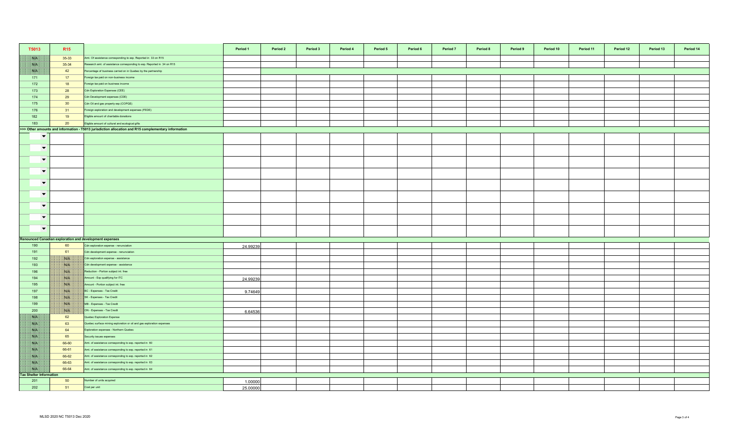| T5013 | R15 | | Period 1 | Period 2 | Period 3 | Period 4 | Period 5 | Period 6 | Period 7 | Period 8 | Period 9 | Period 10 | Period 11 | Period 12 | Period 13 | Period 14 |
|---|---|---|---|---|---|---|---|---|---|---|---|---|---|---|---|---|
| N/A | 35-33 | Amt. Of assistance corresponding to exp. Reported in 33 on R15 | | | | | | | | | | | | | | |
| N/A | 35-34 | Research amt. of assistance corresponding to exp. Reported in 34 on R15 | | | | | | | | | | | | | | |
| N/A | 42 | Percentage of business carried on in Quebec by the partnership | | | | | | | | | | | | | | |
| 171 | 17 | Foreign tax paid on non-business income | | | | | | | | | | | | | | |
| 172 | 18 | Foreign tax paid on business income | | | | | | | | | | | | | | |
| 173 | 28 | Cdn Exploration Expenses (CEE) | | | | | | | | | | | | | | |
| 174 | 29 | Cdn Development expenses (CDE) | | | | | | | | | | | | | | |
| 175 | 30 | Cdn Oil and gas property exp (COPGE) | | | | | | | | | | | | | | |
| 176 | 31 | Foreign exploration and development expenses (FEDE) | | | | | | | | | | | | | | |
| 182 | 19 | Eligible amount of charitable donations | | | | | | | | | | | | | | |
| 183 | 20 | Eligible amount of cultural and ecological gifts | | | | | | | | | | | | | | |
| **>>> Other amounts and information - T5013 jurisdiction allocation and R15 complementary information** | | | | | | | | | | | | | | | | |
| | | | | | | | | | | | | | | | | |
| | | | | | | | | | | | | | | | | |
| | | | | | | | | | | | | | | | | |
| | | | | | | | | | | | | | | | | |
| | | | | | | | | | | | | | | | | |
| | | | | | | | | | | | | | | | | |
| | | | | | | | | | | | | | | | | |
| | | | | | | | | | | | | | | | | |
| | | | | | | | | | | | | | | | | |
| **Renounced Canadian exploration and development expenses** | | | | | | | | | | | | | | | | |
| 190 | 60 | Cdn exploration expense - renunciation | 24.99239 | | | | | | | | | | | | | |
| 191 | 61 | Cdn development expense - renunciation | | | | | | | | | | | | | | |
| 192 | N/A | Cdn exploration expense - assistance | | | | | | | | | | | | | | |
| 193 | N/A | Cdn development expense - assistance | | | | | | | | | | | | | | |
| 196 | N/A | Reduction - Portion subject int. free | | | | | | | | | | | | | | |
| 194 | N/A | Amount - Exp qualifying for ITC | 24.99239 | | | | | | | | | | | | | |
| 195 | N/A | Amount - Portion subject int. free | | | | | | | | | | | | | | |
| 197 | N/A | BC - Expenses - Tax Credit | 9.74649 | | | | | | | | | | | | | |
| 198 | N/A | SK - Expenses - Tax Credit | | | | | | | | | | | | | | |
| 199 | N/A | MB - Expenses - Tax Credit | | | | | | | | | | | | | | |
| 200 | N/A | ON - Expenses - Tax Credit | 6.64536 | | | | | | | | | | | | | |
| N/A | 62 | Quebec Exploration Expense | | | | | | | | | | | | | | |
| N/A | 63 | Quebec surface mining exploration or oil and gas exploration expenses | | | | | | | | | | | | | | |
| N/A | 64 | Exploration expenses - Northern Quebec | | | | | | | | | | | | | | |
| N/A | 65 | Security issues expenses | | | | | | | | | | | | | | |
| N/A | 66-60 | Amt. of assistance corresponding to exp. reported in 60 | | | | | | | | | | | | | | |
| N/A | 66-61 | Amt. of assistance corresponding to exp. reported in 61 | | | | | | | | | | | | | | |
| N/A | 66-62 | Amt. of assistance corresponding to exp. reported in 62 | | | | | | | | | | | | | | |
| N/A | 66-63 | Amt. of assistance corresponding to exp. reported in 63 | | | | | | | | | | | | | | |
| N/A | 66-64 | Amt. of assistance corresponding to exp. reported in 64 | | | | | | | | | | | | | | |
| **Tax Shelter Information** | | | | | | | | | | | | | | | | |
| 201 | 50 | Number of units acquired | 1.00000 | | | | | | | | | | | | | |
| 202 | 51 | Cost per unit | 25.00000 | | | | | | | | | | | | | |

MLSD 2020 NC T5013 Dec 2020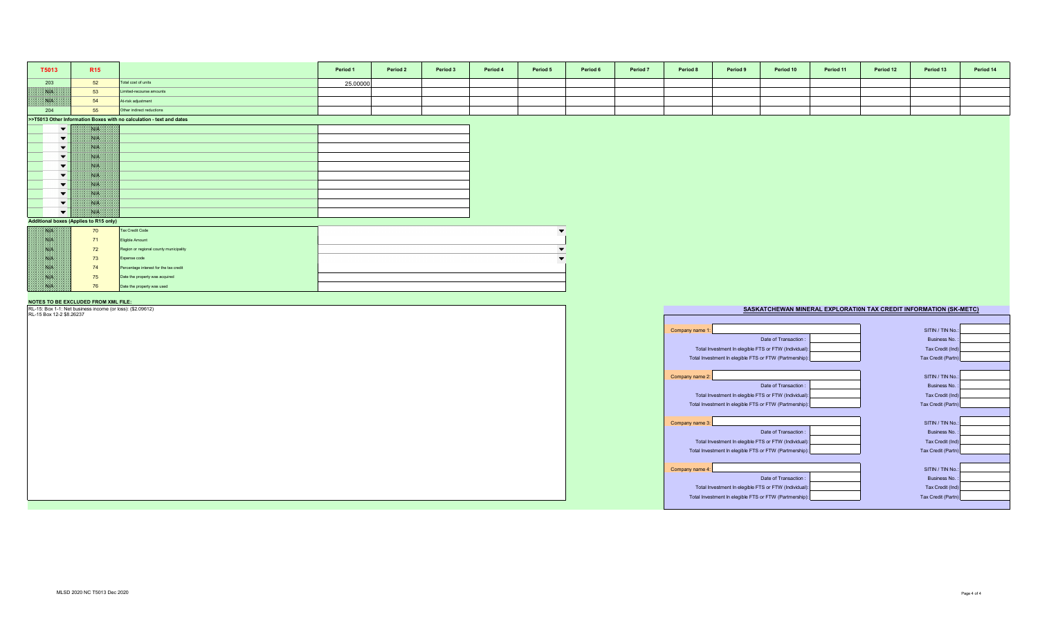| T5013 | R15 | | Period 1 | Period 2 | Period 3 | Period 4 | Period 5 | Period 6 | Period 7 | Period 8 | Period 9 | Period 10 | Period 11 | Period 12 | Period 13 | Period 14 |
|---|---|---|---|---|---|---|---|---|---|---|---|---|---|---|---|---|
| 203 | 52 | Total cost of units | 25.00000 | | | | | | | | | | | | | |
| N/A | 53 | Limited-recourse amounts | | | | | | | | | | | | | | |
| N/A | 54 | At-risk adjustment | | | | | | | | | | | | | | |
| 204 | 55 | Other indirect reductions | | | | | | | | | | | | | | |

**>>T5013 Other Information Boxes with no calculation - text and dates**

| | | | |
|---|---|---|---|
| | N/A | | |
| | N/A | | |
| | N/A | | |
| | N/A | | |
| | N/A | | |
| | N/A | | |
| | N/A | | |
| | N/A | | |
| | N/A | | |
| | N/A | | |

**Additional boxes (Applies to R15 only)**

| | | | |
|---|---|---|---|
| N/A | 70 | Tax Credit Code | |
| N/A | 71 | Eligible Amount | |
| N/A | 72 | Region or regional county municipality | |
| N/A | 73 | Expense code | |
| N/A | 74 | Percentage interest for the tax credit | |
| N/A | 75 | Date the property was acquired | |
| N/A | 76 | Date the property was used | |

**NOTES TO BE EXCLUDED FROM XML FILE:**

RL-15: Box 1-1: Net business income (or loss): ($2.09612)
RL-15 Box 12-2 $8.26237

## SASKATCHEWAN MINERAL EXPLORATION TAX CREDIT INFORMATION (SK-METC)

Company name 1: | SITIN / TIN No.:
Date of Transaction : | Business No. :
Total Investment In elegible FTS or FTW (Individual): | Tax Credit (Ind)
Total Investment In elegible FTS or FTW (Partnership): | Tax Credit (Partn)

Company name 2: | SITIN / TIN No.:
Date of Transaction : | Business No. :
Total Investment In elegible FTS or FTW (Individual): | Tax Credit (Ind)
Total Investment In elegible FTS or FTW (Partnership): | Tax Credit (Partn)

Company name 3: | SITIN / TIN No.:
Date of Transaction : | Business No. :
Total Investment In elegible FTS or FTW (Individual): | Tax Credit (Ind)
Total Investment In elegible FTS or FTW (Partnership): | Tax Credit (Partn)

Company name 4: | SITIN / TIN No.:
Date of Transaction : | Business No. :
Total Investment In elegible FTS or FTW (Individual): | Tax Credit (Ind)
Total Investment In elegible FTS or FTW (Partnership): | Tax Credit (Partn)

MLSD 2020 NC T5013 Dec 2020